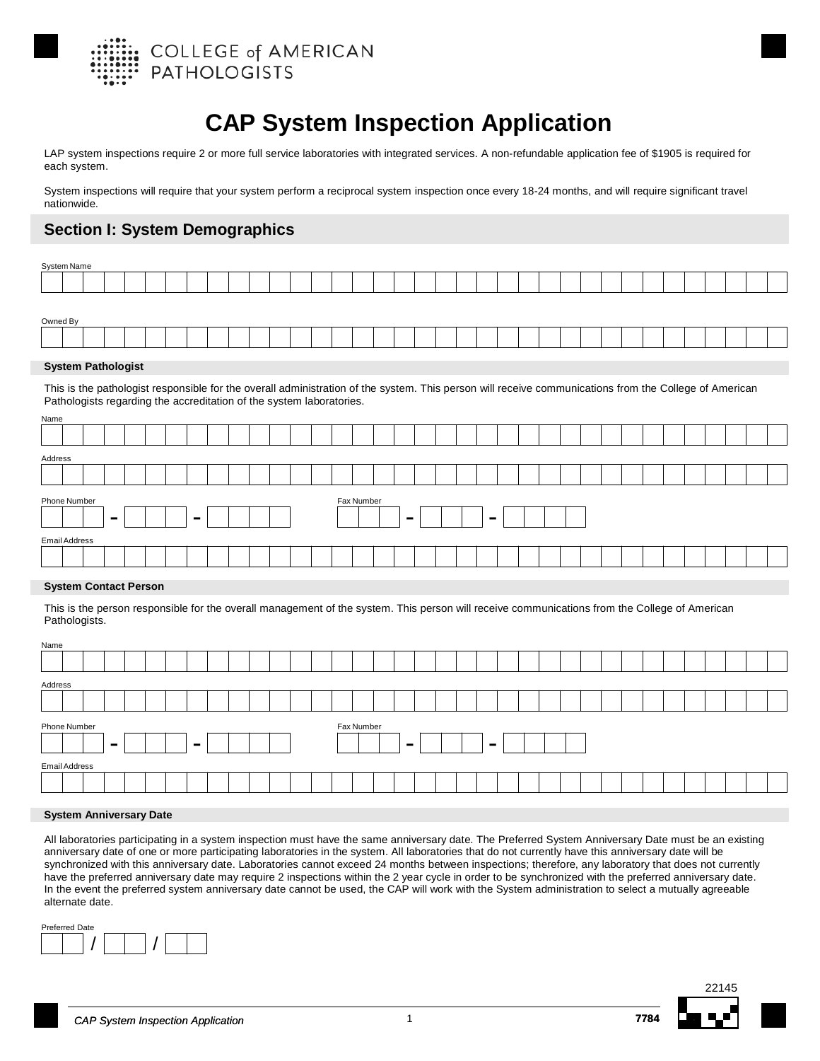COLLEGE of AMERICAN PATHOLOGISTS

# CAP System Inspection Application

LAP system inspections require 2 or more full service laboratories with integrated services. A non-refundable application fee of $1905 is required for each system.

System inspections will require that your system perform a reciprocal system inspection once every 18-24 months, and will require significant travel nationwide.

## Section I: System Demographics

System Name

Owned By

### System Pathologist

This is the pathologist responsible for the overall administration of the system. This person will receive communications from the College of American Pathologists regarding the accreditation of the system laboratories.

Name

Address

Phone Number - -

Fax Number - -

Email Address

### System Contact Person

This is the person responsible for the overall management of the system. This person will receive communications from the College of American Pathologists.

Name

Address

Phone Number - -

Fax Number - -

Email Address

### System Anniversary Date

All laboratories participating in a system inspection must have the same anniversary date. The Preferred System Anniversary Date must be an existing anniversary date of one or more participating laboratories in the system. All laboratories that do not currently have this anniversary date will be synchronized with this anniversary date. Laboratories cannot exceed 24 months between inspections; therefore, any laboratory that does not currently have the preferred anniversary date may require 2 inspections within the 2 year cycle in order to be synchronized with the preferred anniversary date. In the event the preferred system anniversary date cannot be used, the CAP will work with the System administration to select a mutually agreeable alternate date.

Preferred Date / /

22145

7784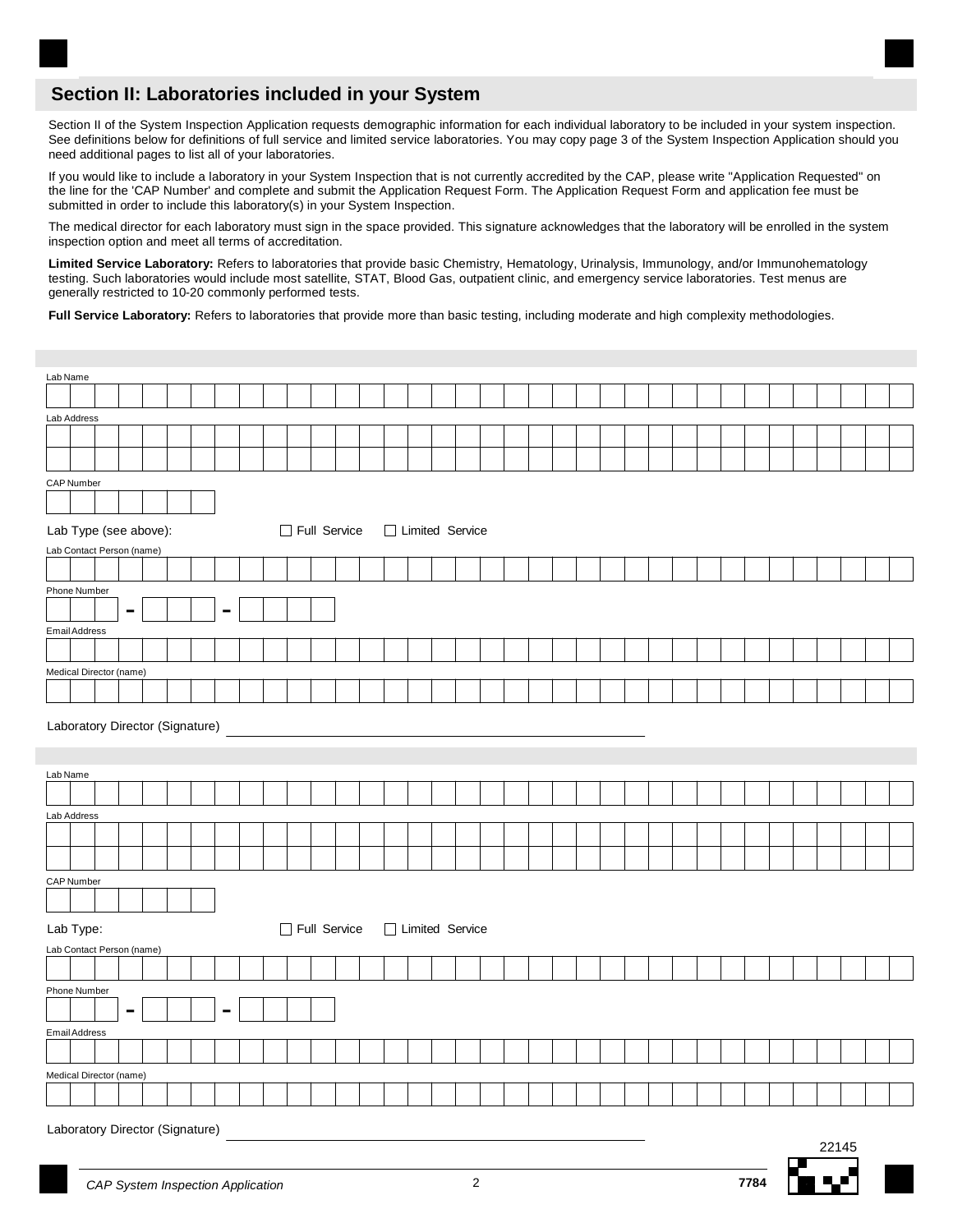## Section II: Laboratories included in your System

Section II of the System Inspection Application requests demographic information for each individual laboratory to be included in your system inspection. See definitions below for definitions of full service and limited service laboratories. You may copy page 3 of the System Inspection Application should you need additional pages to list all of your laboratories.

If you would like to include a laboratory in your System Inspection that is not currently accredited by the CAP, please write "Application Requested" on the line for the 'CAP Number' and complete and submit the Application Request Form. The Application Request Form and application fee must be submitted in order to include this laboratory(s) in your System Inspection.

The medical director for each laboratory must sign in the space provided. This signature acknowledges that the laboratory will be enrolled in the system inspection option and meet all terms of accreditation.

**Limited Service Laboratory:** Refers to laboratories that provide basic Chemistry, Hematology, Urinalysis, Immunology, and/or Immunohematology testing. Such laboratories would include most satellite, STAT, Blood Gas, outpatient clinic, and emergency service laboratories. Test menus are generally restricted to 10-20 commonly performed tests.

**Full Service Laboratory:** Refers to laboratories that provide more than basic testing, including moderate and high complexity methodologies.

---

Lab Name

Lab Address

CAP Number

Lab Type (see above): ☐ Full Service ☐ Limited Service

Lab Contact Person (name)

Phone Number
___ - ___ - ____

Email Address

Medical Director (name)

Laboratory Director (Signature) ______________________________

---

Lab Name

Lab Address

CAP Number

Lab Type: ☐ Full Service ☐ Limited Service

Lab Contact Person (name)

Phone Number
___ - ___ - ____

Email Address

Medical Director (name)

Laboratory Director (Signature) ______________________________

22145

7784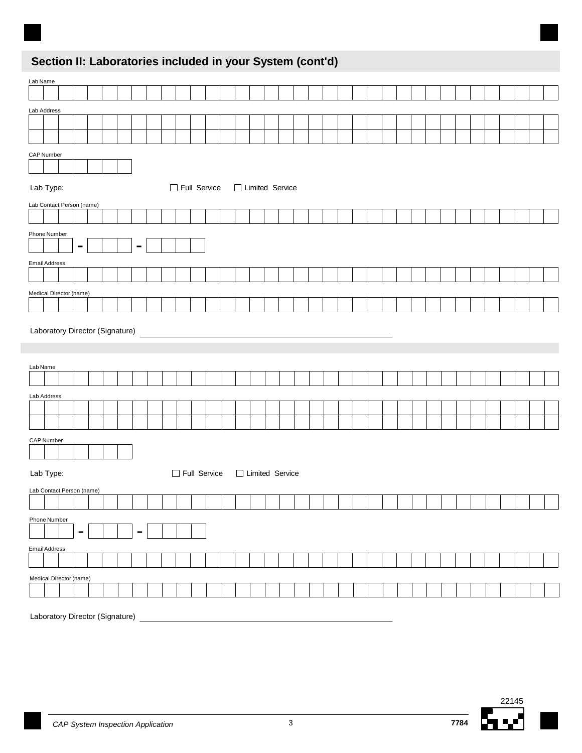## Section II: Laboratories included in your System (cont'd)

Lab Name

Lab Address

CAP Number

Lab Type: ☐ Full Service ☐ Limited Service

Lab Contact Person (name)

Phone Number

\_\_\_ - \_\_\_ - \_\_\_\_

Email Address

Medical Director (name)

Laboratory Director (Signature) \_\_\_\_\_\_\_\_\_\_\_\_\_\_\_\_\_\_\_\_\_\_\_\_\_\_\_\_\_\_\_\_\_\_\_\_\_\_\_\_

---

Lab Name

Lab Address

CAP Number

Lab Type: ☐ Full Service ☐ Limited Service

Lab Contact Person (name)

Phone Number

\_\_\_ - \_\_\_ - \_\_\_\_

Email Address

Medical Director (name)

Laboratory Director (Signature) \_\_\_\_\_\_\_\_\_\_\_\_\_\_\_\_\_\_\_\_\_\_\_\_\_\_\_\_\_\_\_\_\_\_\_\_\_\_\_\_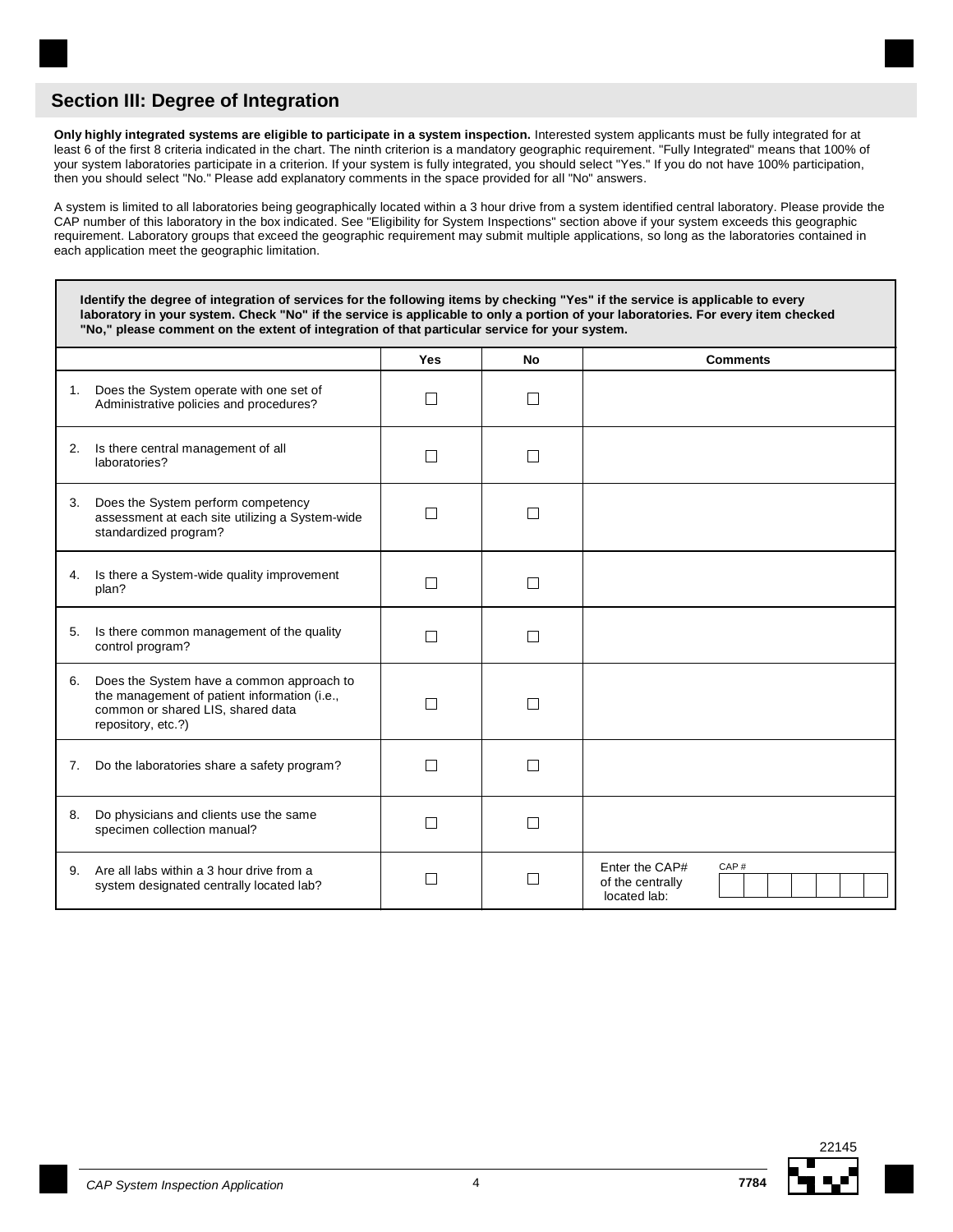## Section III: Degree of Integration

**Only highly integrated systems are eligible to participate in a system inspection.** Interested system applicants must be fully integrated for at least 6 of the first 8 criteria indicated in the chart. The ninth criterion is a mandatory geographic requirement. "Fully Integrated" means that 100% of your system laboratories participate in a criterion. If your system is fully integrated, you should select "Yes." If you do not have 100% participation, then you should select "No." Please add explanatory comments in the space provided for all "No" answers.

A system is limited to all laboratories being geographically located within a 3 hour drive from a system identified central laboratory. Please provide the CAP number of this laboratory in the box indicated. See "Eligibility for System Inspections" section above if your system exceeds this geographic requirement. Laboratory groups that exceed the geographic requirement may submit multiple applications, so long as the laboratories contained in each application meet the geographic limitation.

**Identify the degree of integration of services for the following items by checking "Yes" if the service is applicable to every laboratory in your system. Check "No" if the service is applicable to only a portion of your laboratories. For every item checked "No," please comment on the extent of integration of that particular service for your system.**

| | Yes | No | Comments |
|---|---|---|---|
| 1. Does the System operate with one set of Administrative policies and procedures? | ☐ | ☐ | |
| 2. Is there central management of all laboratories? | ☐ | ☐ | |
| 3. Does the System perform competency assessment at each site utilizing a System-wide standardized program? | ☐ | ☐ | |
| 4. Is there a System-wide quality improvement plan? | ☐ | ☐ | |
| 5. Is there common management of the quality control program? | ☐ | ☐ | |
| 6. Does the System have a common approach to the management of patient information (i.e., common or shared LIS, shared data repository, etc.?) | ☐ | ☐ | |
| 7. Do the laboratories share a safety program? | ☐ | ☐ | |
| 8. Do physicians and clients use the same specimen collection manual? | ☐ | ☐ | |
| 9. Are all labs within a 3 hour drive from a system designated centrally located lab? | ☐ | ☐ | Enter the CAP# of the centrally located lab: CAP # ☐☐☐☐☐☐☐ |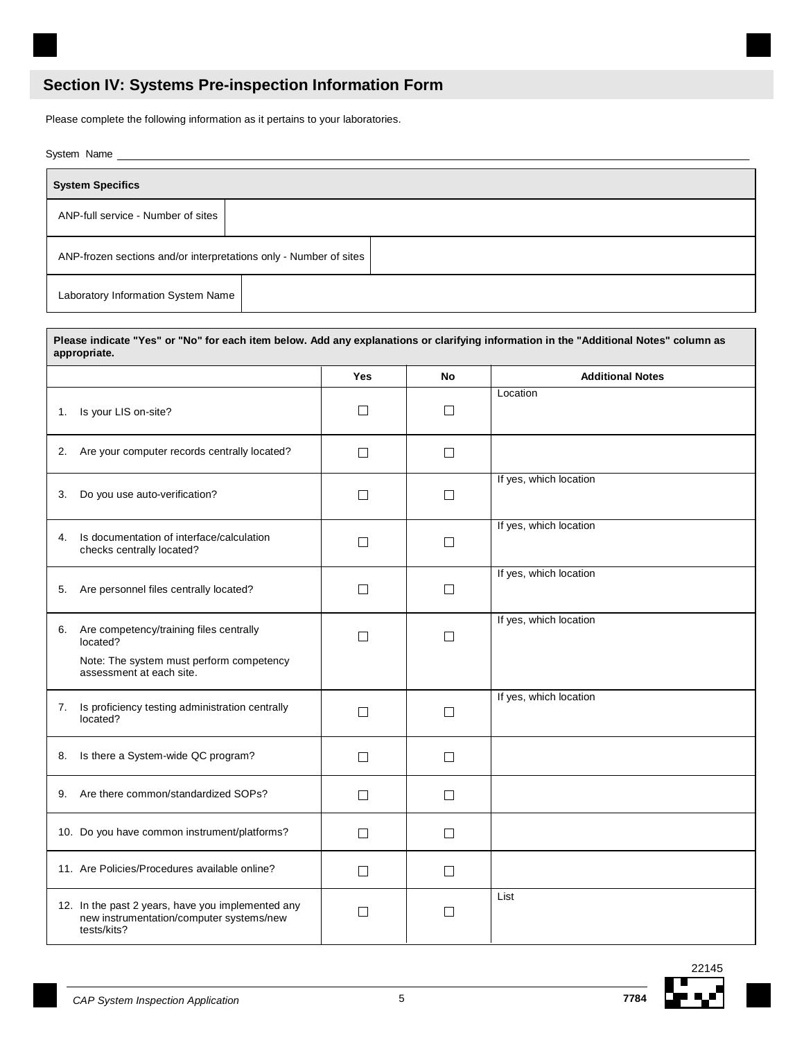## Section IV: Systems Pre-inspection Information Form

Please complete the following information as it pertains to your laboratories.

System Name ____________________

| System Specifics | |
|---|---|
| ANP-full service - Number of sites | |
| ANP-frozen sections and/or interpretations only - Number of sites | |
| Laboratory Information System Name | |

**Please indicate "Yes" or "No" for each item below. Add any explanations or clarifying information in the "Additional Notes" column as appropriate.**

| | Yes | No | Additional Notes |
|---|---|---|---|
| 1. Is your LIS on-site? | ☐ | ☐ | Location |
| 2. Are your computer records centrally located? | ☐ | ☐ | |
| 3. Do you use auto-verification? | ☐ | ☐ | If yes, which location |
| 4. Is documentation of interface/calculation checks centrally located? | ☐ | ☐ | If yes, which location |
| 5. Are personnel files centrally located? | ☐ | ☐ | If yes, which location |
| 6. Are competency/training files centrally located? Note: The system must perform competency assessment at each site. | ☐ | ☐ | If yes, which location |
| 7. Is proficiency testing administration centrally located? | ☐ | ☐ | If yes, which location |
| 8. Is there a System-wide QC program? | ☐ | ☐ | |
| 9. Are there common/standardized SOPs? | ☐ | ☐ | |
| 10. Do you have common instrument/platforms? | ☐ | ☐ | |
| 11. Are Policies/Procedures available online? | ☐ | ☐ | |
| 12. In the past 2 years, have you implemented any new instrumentation/computer systems/new tests/kits? | ☐ | ☐ | List |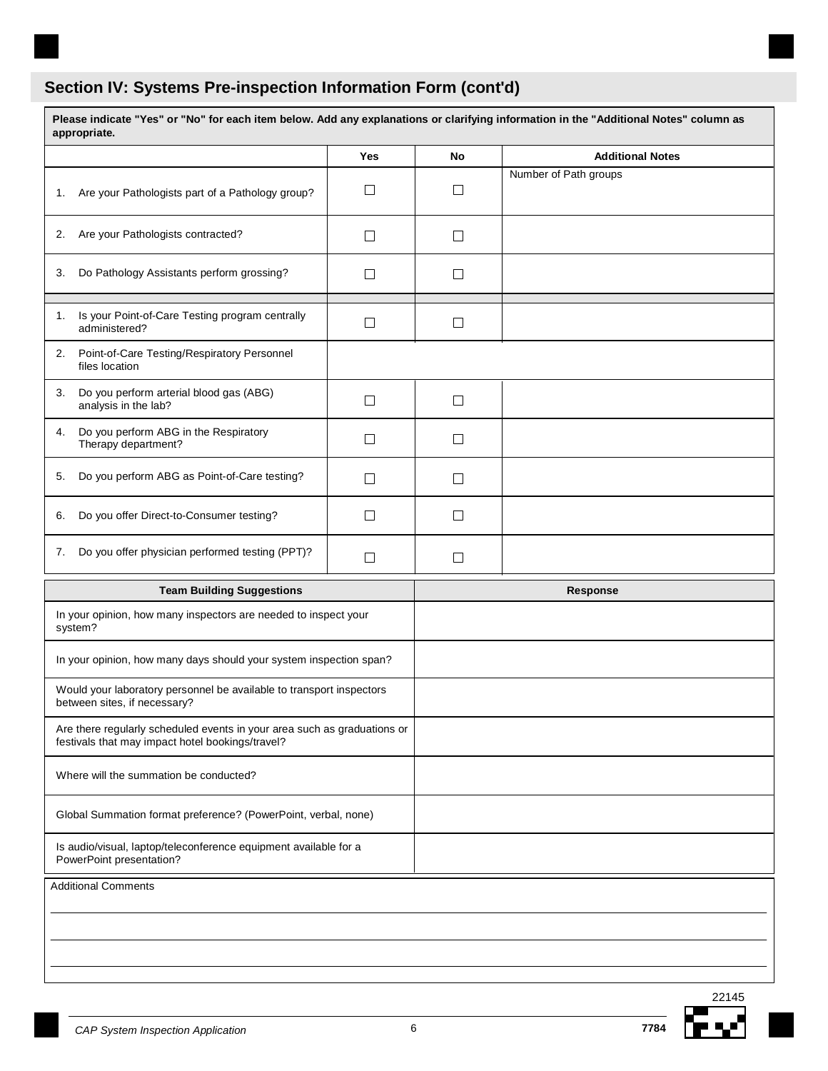## Section IV: Systems Pre-inspection Information Form (cont'd)

**Please indicate "Yes" or "No" for each item below. Add any explanations or clarifying information in the "Additional Notes" column as appropriate.**

| | Yes | No | Additional Notes |
|---|---|---|---|
| 1. Are your Pathologists part of a Pathology group? | ☐ | ☐ | Number of Path groups |
| 2. Are your Pathologists contracted? | ☐ | ☐ | |
| 3. Do Pathology Assistants perform grossing? | ☐ | ☐ | |
| | | | |
| 1. Is your Point-of-Care Testing program centrally administered? | ☐ | ☐ | |
| 2. Point-of-Care Testing/Respiratory Personnel files location | | | |
| 3. Do you perform arterial blood gas (ABG) analysis in the lab? | ☐ | ☐ | |
| 4. Do you perform ABG in the Respiratory Therapy department? | ☐ | ☐ | |
| 5. Do you perform ABG as Point-of-Care testing? | ☐ | ☐ | |
| 6. Do you offer Direct-to-Consumer testing? | ☐ | ☐ | |
| 7. Do you offer physician performed testing (PPT)? | ☐ | ☐ | |

| Team Building Suggestions | Response |
|---|---|
| In your opinion, how many inspectors are needed to inspect your system? | |
| In your opinion, how many days should your system inspection span? | |
| Would your laboratory personnel be available to transport inspectors between sites, if necessary? | |
| Are there regularly scheduled events in your area such as graduations or festivals that may impact hotel bookings/travel? | |
| Where will the summation be conducted? | |
| Global Summation format preference? (PowerPoint, verbal, none) | |
| Is audio/visual, laptop/teleconference equipment available for a PowerPoint presentation? | |

Additional Comments

_______________________________________________

_______________________________________________

_______________________________________________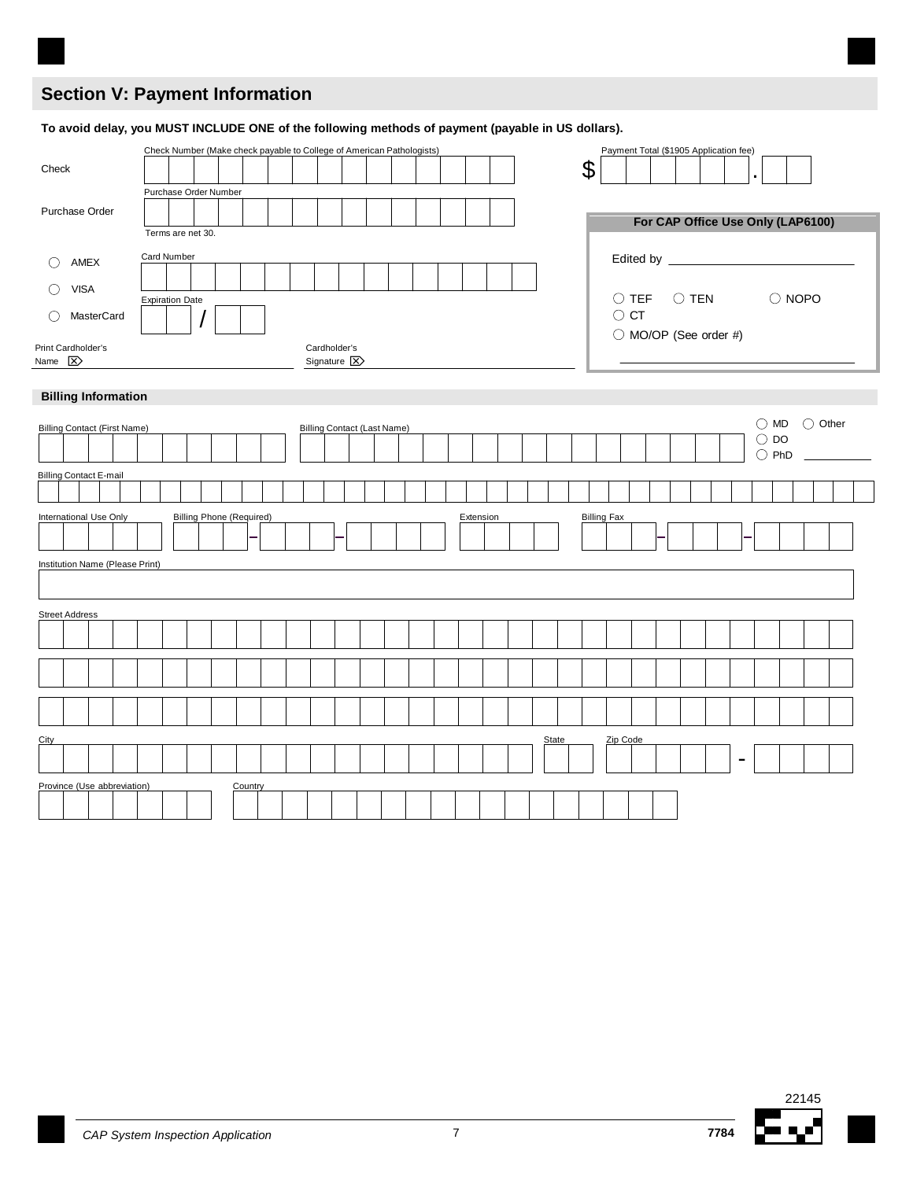## Section V: Payment Information

**To avoid delay, you MUST INCLUDE ONE of the following methods of payment (payable in US dollars).**

Check — Check Number (Make check payable to College of American Pathologists): ____________

Payment Total ($1905 Application fee): $ ________ . ____

Purchase Order — Purchase Order Number: ____________

Terms are net 30.

○ AMEX
○ VISA
○ MasterCard

Card Number: ____________

Expiration Date: ____ / ____

Print Cardholder's Name ⌧ ____________

Cardholder's Signature ⌧ ____________

**For CAP Office Use Only (LAP6100)**

Edited by ____________

○ TEF ○ TEN ○ NOPO
○ CT
○ MO/OP (See order #)

____________

### Billing Information

Billing Contact (First Name): ____________

Billing Contact (Last Name): ____________

○ MD ○ DO ○ PhD ○ Other ____________

Billing Contact E-mail: ____________

International Use Only: ____________

Billing Phone (Required): ____ – ____ – ____

Extension: ____________

Billing Fax: ____ – ____ – ____

Institution Name (Please Print): ____________

Street Address: ____________

City: ____________

State: ____________

Zip Code: ____ - ____

Province (Use abbreviation): ____________

Country: ____________

22145

CAP System Inspection Application

7784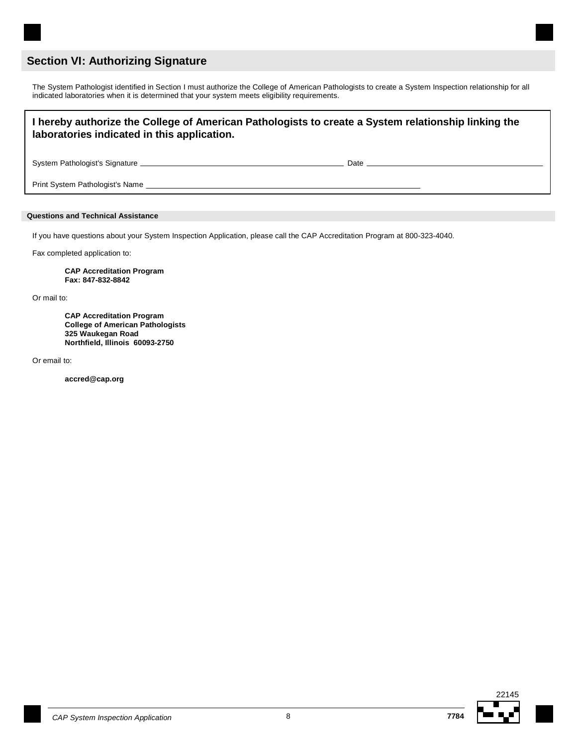## Section VI: Authorizing Signature

The System Pathologist identified in Section I must authorize the College of American Pathologists to create a System Inspection relationship for all indicated laboratories when it is determined that your system meets eligibility requirements.

**I hereby authorize the College of American Pathologists to create a System relationship linking the laboratories indicated in this application.**

System Pathologist's Signature ______________________________ Date ______________________________

Print System Pathologist's Name ______________________________

### Questions and Technical Assistance

If you have questions about your System Inspection Application, please call the CAP Accreditation Program at 800-323-4040.

Fax completed application to:

**CAP Accreditation Program**
**Fax: 847-832-8842**

Or mail to:

**CAP Accreditation Program**
**College of American Pathologists**
**325 Waukegan Road**
**Northfield, Illinois 60093-2750**

Or email to:

**accred@cap.org**